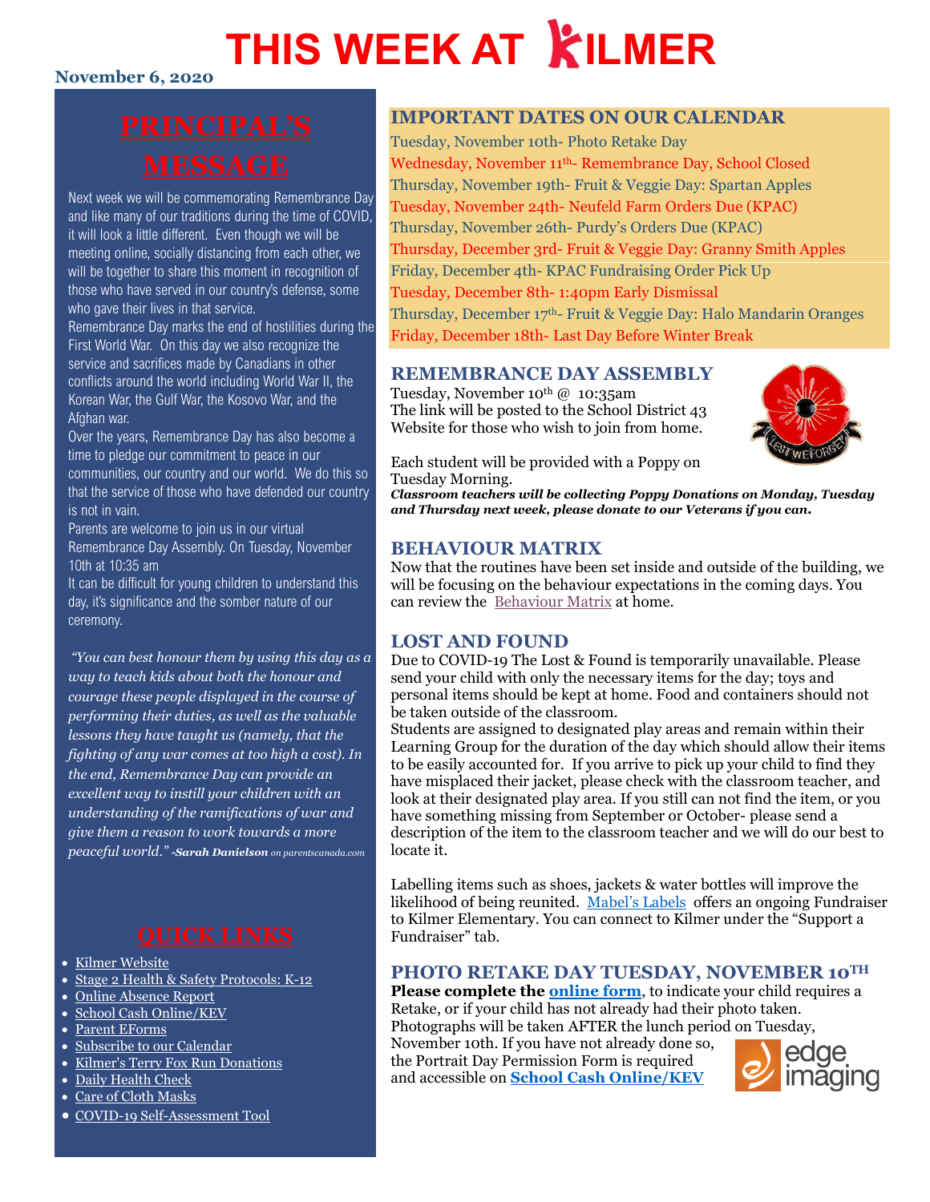# THIS WEEK AT KILMER

**November 6, 2020**

## PRINCIPAL'S MESSAGE

Next week we will be commemorating Remembrance Day and like many of our traditions during the time of COVID, it will look a little different. Even though we will be meeting online, socially distancing from each other, we will be together to share this moment in recognition of those who have served in our country's defense, some who gave their lives in that service.

Remembrance Day marks the end of hostilities during the First World War. On this day we also recognize the service and sacrifices made by Canadians in other conflicts around the world including World War II, the Korean War, the Gulf War, the Kosovo War, and the Afghan war.

Over the years, Remembrance Day has also become a time to pledge our commitment to peace in our communities, our country and our world. We do this so that the service of those who have defended our country is not in vain.

Parents are welcome to join us in our virtual Remembrance Day Assembly. On Tuesday, November 10th at 10:35 am

It can be difficult for young children to understand this day, it's significance and the somber nature of our ceremony.

*"You can best honour them by using this day as a way to teach kids about both the honour and courage these people displayed in the course of performing their duties, as well as the valuable lessons they have taught us (namely, that the fighting of any war comes at too high a cost). In the end, Remembrance Day can provide an excellent way to instill your children with an understanding of the ramifications of war and give them a reason to work towards a more peaceful world." -**Sarah Danielson** on parentscanada.com*

## QUICK LINKS

- Kilmer Website
- Stage 2 Health & Safety Protocols: K-12
- Online Absence Report
- School Cash Online/KEV
- Parent EForms
- Subscribe to our Calendar
- Kilmer's Terry Fox Run Donations
- Daily Health Check
- Care of Cloth Masks
- COVID-19 Self-Assessment Tool

## IMPORTANT DATES ON OUR CALENDAR

Tuesday, November 10th- Photo Retake Day
Wednesday, November 11th- Remembrance Day, School Closed
Thursday, November 19th- Fruit & Veggie Day: Spartan Apples
Tuesday, November 24th- Neufeld Farm Orders Due (KPAC)
Thursday, November 26th- Purdy's Orders Due (KPAC)
Thursday, December 3rd- Fruit & Veggie Day: Granny Smith Apples
Friday, December 4th- KPAC Fundraising Order Pick Up
Tuesday, December 8th- 1:40pm Early Dismissal
Thursday, December 17th- Fruit & Veggie Day: Halo Mandarin Oranges
Friday, December 18th- Last Day Before Winter Break

## REMEMBRANCE DAY ASSEMBLY

Tuesday, November 10th @ 10:35am
The link will be posted to the School District 43 Website for those who wish to join from home.

Each student will be provided with a Poppy on Tuesday Morning.
***Classroom teachers will be collecting Poppy Donations on Monday, Tuesday and Thursday next week, please donate to our Veterans if you can.***

## BEHAVIOUR MATRIX

Now that the routines have been set inside and outside of the building, we will be focusing on the behaviour expectations in the coming days. You can review the Behaviour Matrix at home.

## LOST AND FOUND

Due to COVID-19 The Lost & Found is temporarily unavailable. Please send your child with only the necessary items for the day; toys and personal items should be kept at home. Food and containers should not be taken outside of the classroom.

Students are assigned to designated play areas and remain within their Learning Group for the duration of the day which should allow their items to be easily accounted for. If you arrive to pick up your child to find they have misplaced their jacket, please check with the classroom teacher, and look at their designated play area. If you still can not find the item, or you have something missing from September or October- please send a description of the item to the classroom teacher and we will do our best to locate it.

Labelling items such as shoes, jackets & water bottles will improve the likelihood of being reunited. Mabel's Labels offers an ongoing Fundraiser to Kilmer Elementary. You can connect to Kilmer under the "Support a Fundraiser" tab.

## PHOTO RETAKE DAY TUESDAY, NOVEMBER 10TH

**Please complete the online form**, to indicate your child requires a Retake, or if your child has not already had their photo taken. Photographs will be taken AFTER the lunch period on Tuesday, November 10th. If you have not already done so, the Portrait Day Permission Form is required and accessible on **School Cash Online/KEV**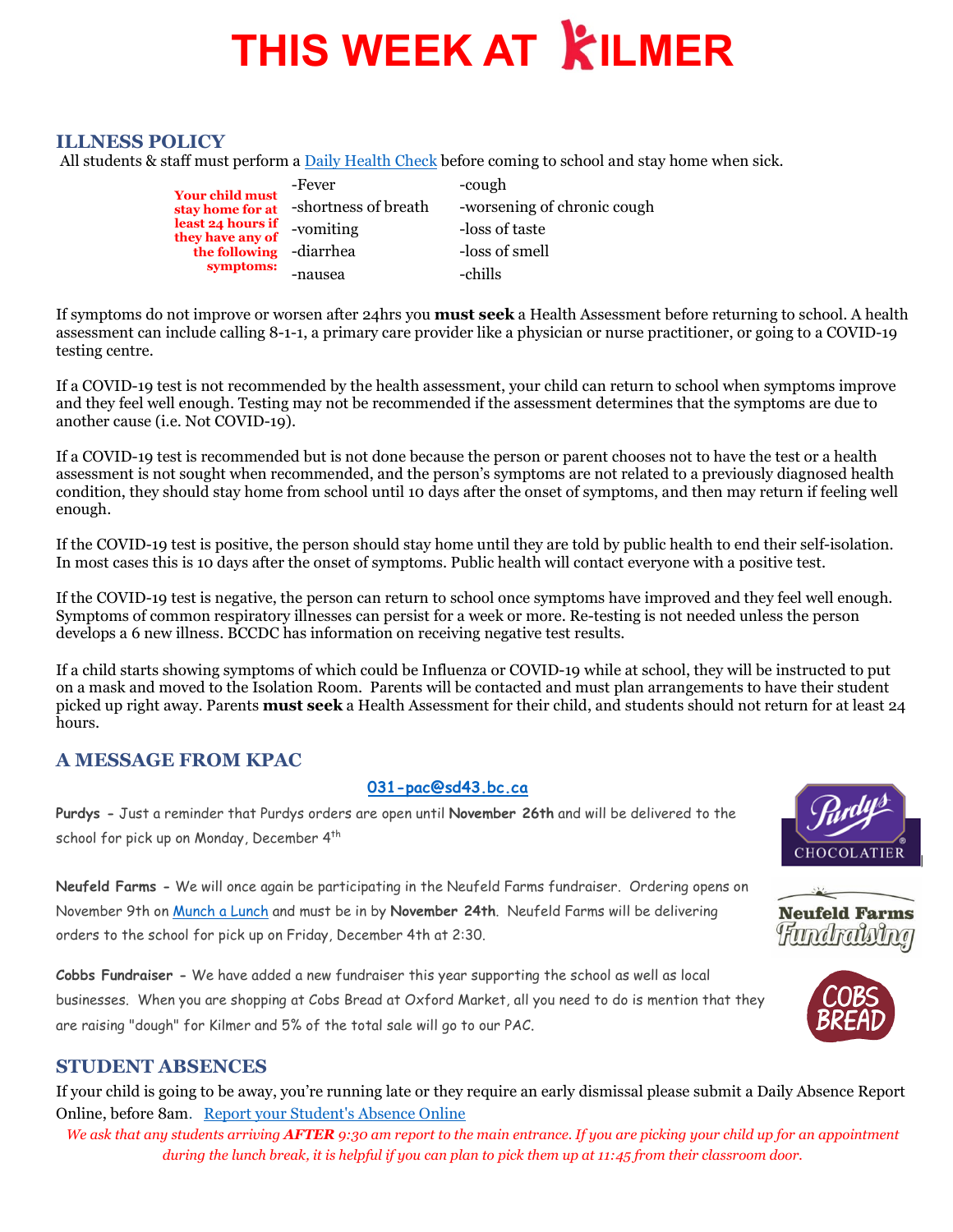# THIS WEEK AT KILMER

## ILLNESS POLICY

All students & staff must perform a [Daily Health Check](#) before coming to school and stay home when sick.

**Your child must stay home for at least 24 hours if they have any of the following symptoms:**

- Fever
- shortness of breath
- vomiting
- diarrhea
- nausea
- cough
- worsening of chronic cough
- loss of taste
- loss of smell
- chills

If symptoms do not improve or worsen after 24hrs you **must seek** a Health Assessment before returning to school. A health assessment can include calling 8-1-1, a primary care provider like a physician or nurse practitioner, or going to a COVID-19 testing centre.

If a COVID-19 test is not recommended by the health assessment, your child can return to school when symptoms improve and they feel well enough. Testing may not be recommended if the assessment determines that the symptoms are due to another cause (i.e. Not COVID-19).

If a COVID-19 test is recommended but is not done because the person or parent chooses not to have the test or a health assessment is not sought when recommended, and the person's symptoms are not related to a previously diagnosed health condition, they should stay home from school until 10 days after the onset of symptoms, and then may return if feeling well enough.

If the COVID-19 test is positive, the person should stay home until they are told by public health to end their self-isolation. In most cases this is 10 days after the onset of symptoms. Public health will contact everyone with a positive test.

If the COVID-19 test is negative, the person can return to school once symptoms have improved and they feel well enough. Symptoms of common respiratory illnesses can persist for a week or more. Re-testing is not needed unless the person develops a 6 new illness. BCCDC has information on receiving negative test results.

If a child starts showing symptoms of which could be Influenza or COVID-19 while at school, they will be instructed to put on a mask and moved to the Isolation Room. Parents will be contacted and must plan arrangements to have their student picked up right away. Parents **must seek** a Health Assessment for their child, and students should not return for at least 24 hours.

## A MESSAGE FROM KPAC

**031-pac@sd43.bc.ca**

**Purdys -** Just a reminder that Purdys orders are open until **November 26th** and will be delivered to the school for pick up on Monday, December 4th

**Neufeld Farms -** We will once again be participating in the Neufeld Farms fundraiser. Ordering opens on November 9th on [Munch a Lunch](#) and must be in by **November 24th**. Neufeld Farms will be delivering orders to the school for pick up on Friday, December 4th at 2:30.

**Cobbs Fundraiser -** We have added a new fundraiser this year supporting the school as well as local businesses. When you are shopping at Cobs Bread at Oxford Market, all you need to do is mention that they are raising "dough" for Kilmer and 5% of the total sale will go to our PAC.

## STUDENT ABSENCES

If your child is going to be away, you're running late or they require an early dismissal please submit a Daily Absence Report Online, before 8am. [Report your Student's Absence Online](#)

*We ask that any students arriving **AFTER** 9:30 am report to the main entrance. If you are picking your child up for an appointment during the lunch break, it is helpful if you can plan to pick them up at 11:45 from their classroom door.*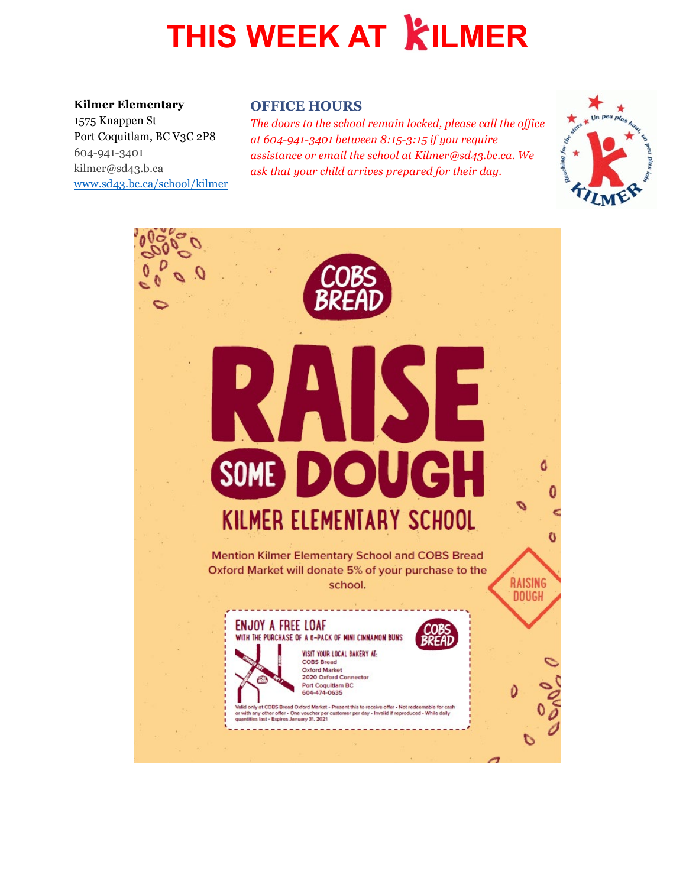# THIS WEEK AT KILMER

**Kilmer Elementary**
1575 Knappen St
Port Coquitlam, BC V3C 2P8
604-941-3401
kilmer@sd43.b.ca
[www.sd43.bc.ca/school/kilmer](www.sd43.bc.ca/school/kilmer)

## OFFICE HOURS

*The doors to the school remain locked, please call the office at 604-941-3401 between 8:15-3:15 if you require assistance or email the school at Kilmer@sd43.bc.ca. We ask that your child arrives prepared for their day.*

COBS BREAD

# RAISE SOME DOUGH

## KILMER ELEMENTARY SCHOOL

Mention Kilmer Elementary School and COBS Bread Oxford Market will donate 5% of your purchase to the school.

RAISING DOUGH

**ENJOY A FREE LOAF**
WITH THE PURCHASE OF A 6-PACK OF MINI CINNAMON BUNS

VISIT YOUR LOCAL BAKERY AT:
COBS Bread
Oxford Market
2020 Oxford Connector
Port Coquitlam BC
604-474-0635

Valid only at COBS Bread Oxford Market • Present this to receive offer • Not redeemable for cash or with any other offer • One voucher per customer per day • Invalid if reproduced • While daily quantities last • Expires January 31, 2021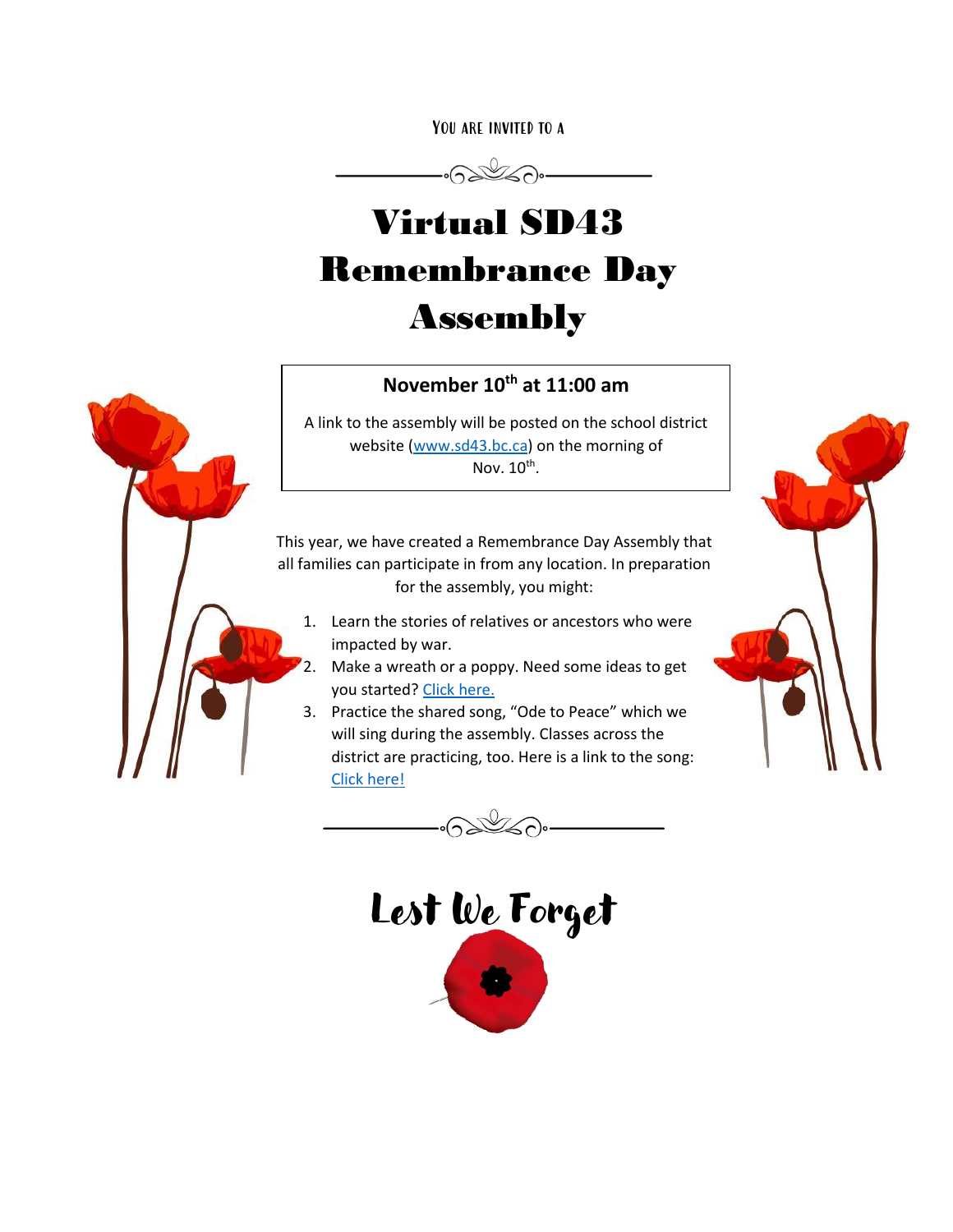You are invited to a

# Virtual SD43 Remembrance Day Assembly

**November 10th at 11:00 am**

A link to the assembly will be posted on the school district website (www.sd43.bc.ca) on the morning of Nov. 10th.

This year, we have created a Remembrance Day Assembly that all families can participate in from any location. In preparation for the assembly, you might:

1. Learn the stories of relatives or ancestors who were impacted by war.
2. Make a wreath or a poppy. Need some ideas to get you started? Click here.
3. Practice the shared song, “Ode to Peace” which we will sing during the assembly. Classes across the district are practicing, too. Here is a link to the song: Click here!

## Lest We Forget